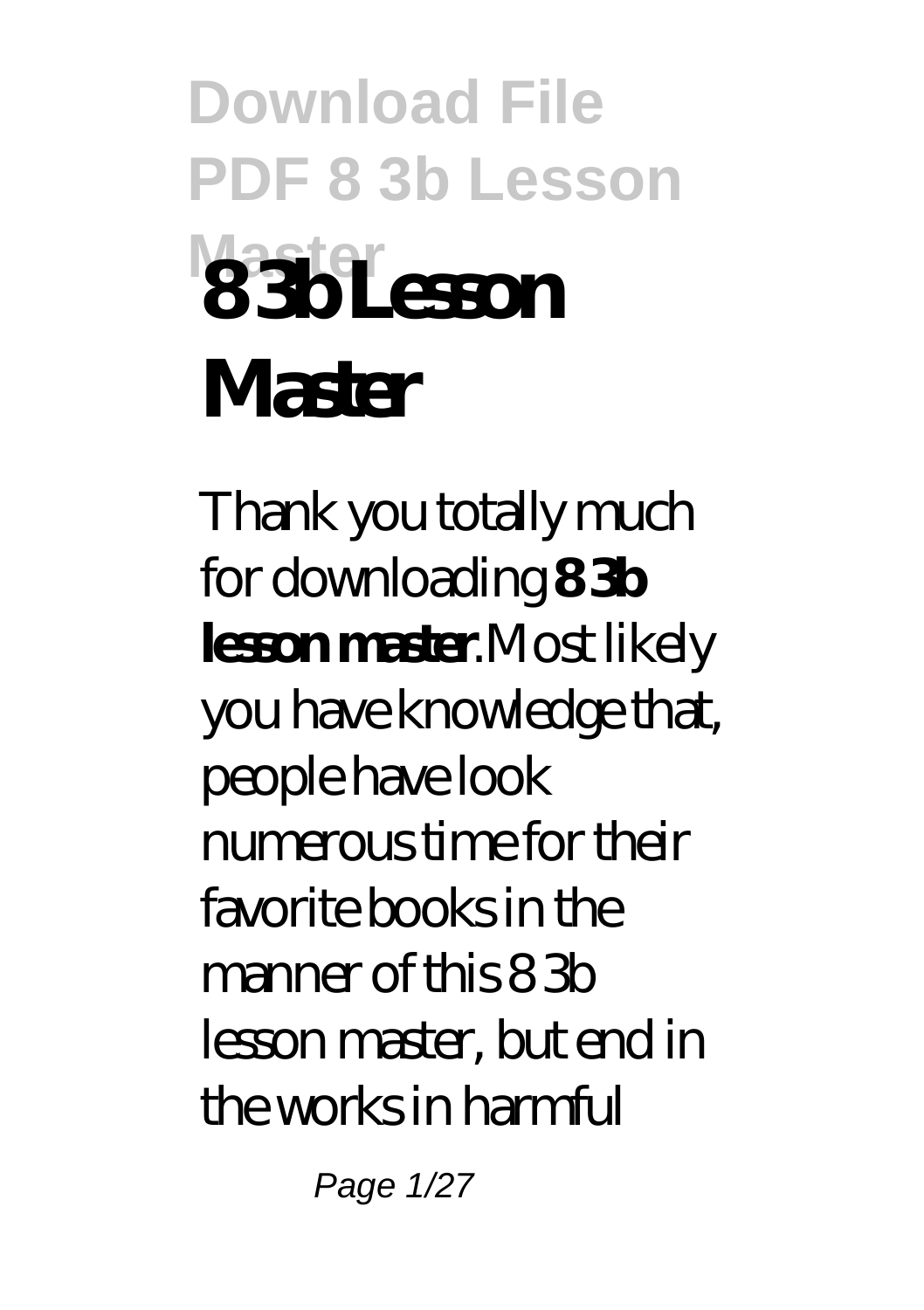# 8 3b Lesson Master

Thank you totally much for downloading **8 3b lesson master**.Most likely you have knowledge that, people have look numerous time for their favorite books in the manner of this 8 3b lesson master, but end in the works in harmful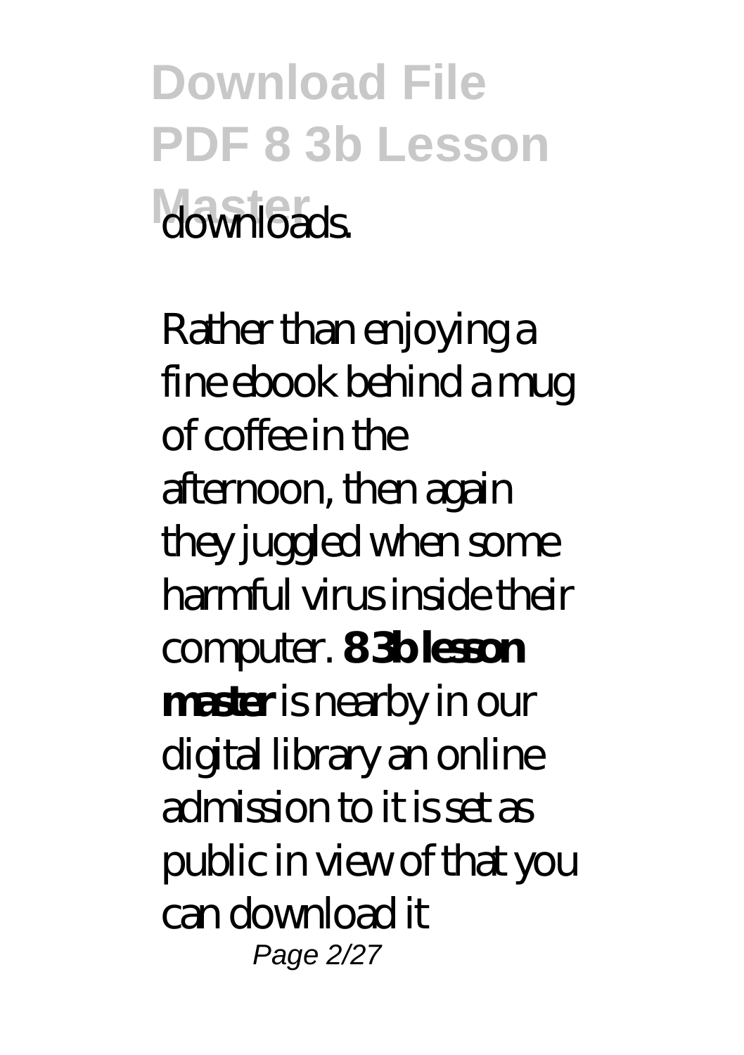downloads.

Rather than enjoying a fine ebook behind a mug of coffee in the afternoon, then again they juggled when some harmful virus inside their computer. **8 3b lesson master** is nearby in our digital library an online admission to it is set as public in view of that you can download it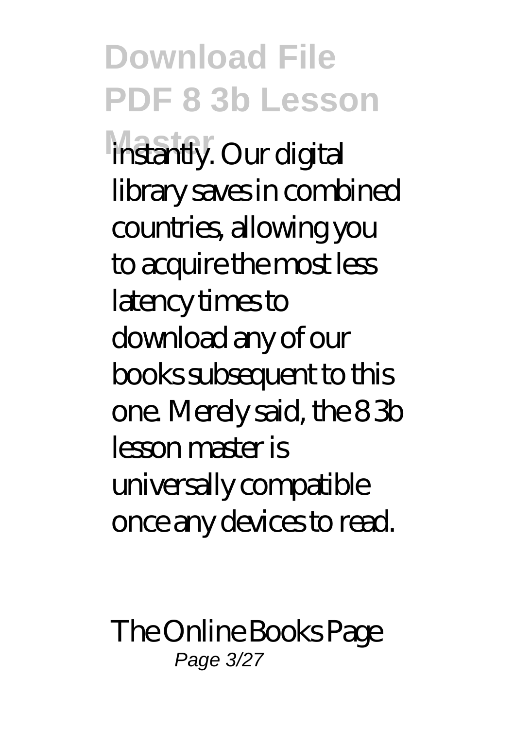instantly. Our digital library saves in combined countries, allowing you to acquire the most less latency times to download any of our books subsequent to this one. Merely said, the 8 3b lesson master is universally compatible once any devices to read.

The Online Books Page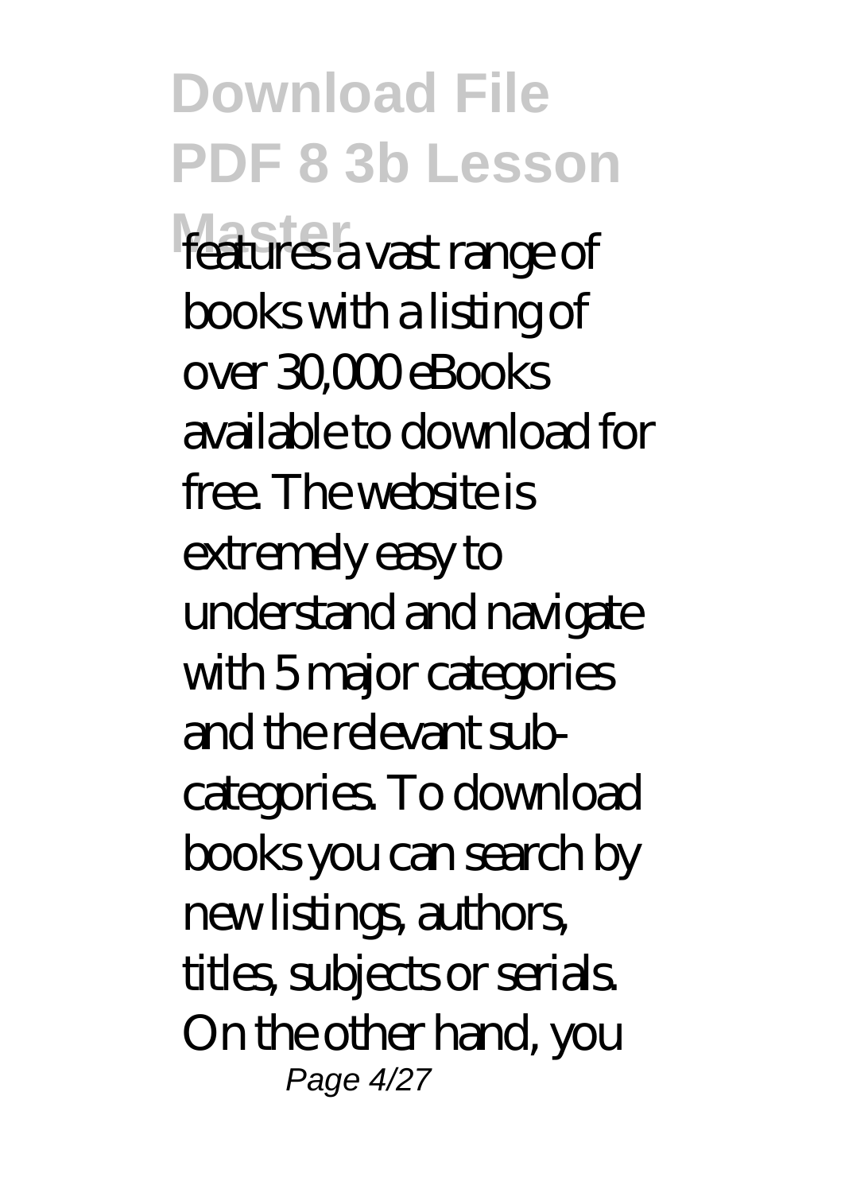features a vast range of books with a listing of over 30,000 eBooks available to download for free. The website is extremely easy to understand and navigate with 5 major categories and the relevant sub-categories. To download books you can search by new listings, authors, titles, subjects or serials. On the other hand, you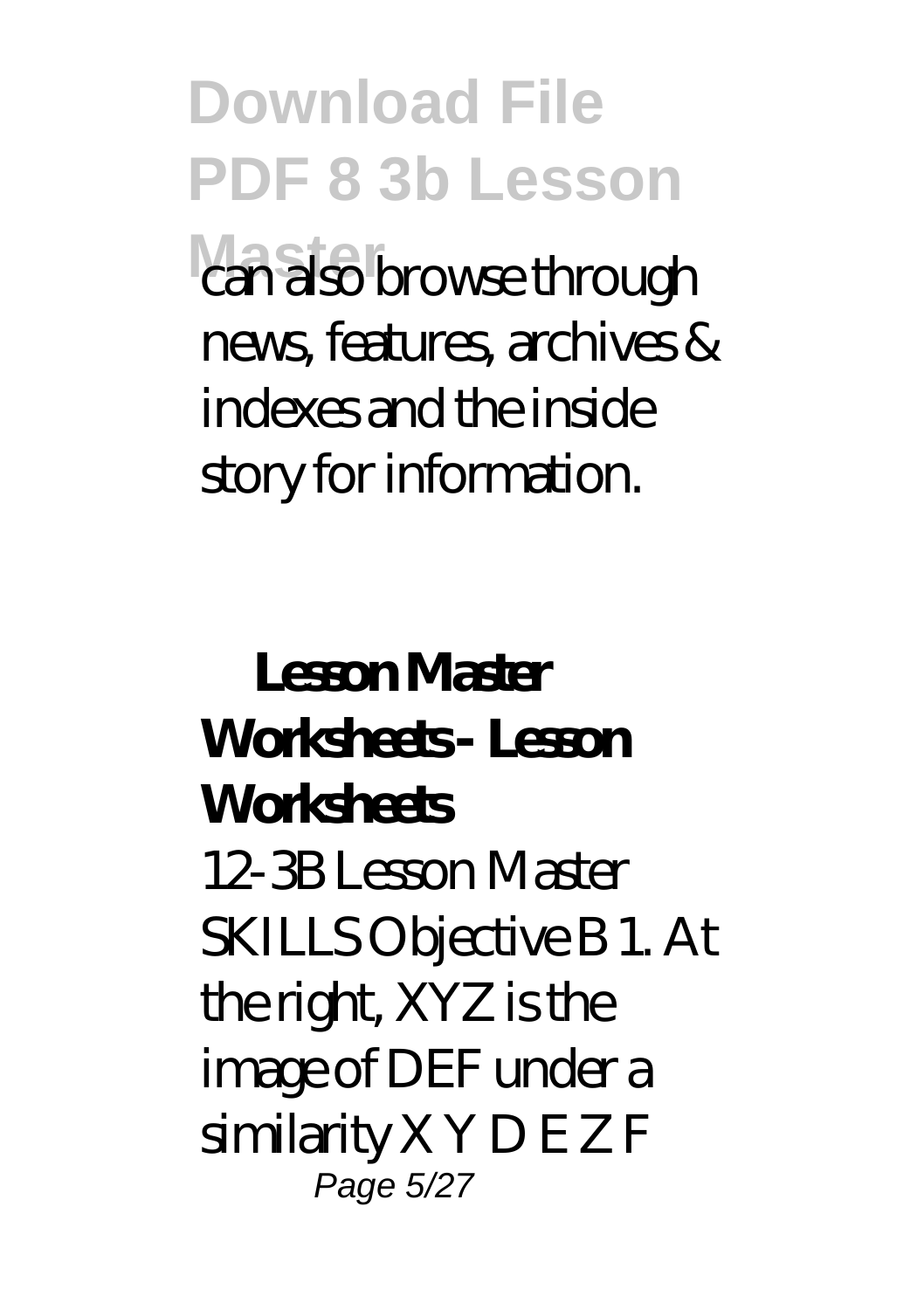can also browse through news, features, archives & indexes and the inside story for information.

## Lesson Master Worksheets - Lesson Worksheets

12-3B Lesson Master SKILLS Objective B 1. At the right, XYZ is the image of DEF under a similarity X Y D E Z F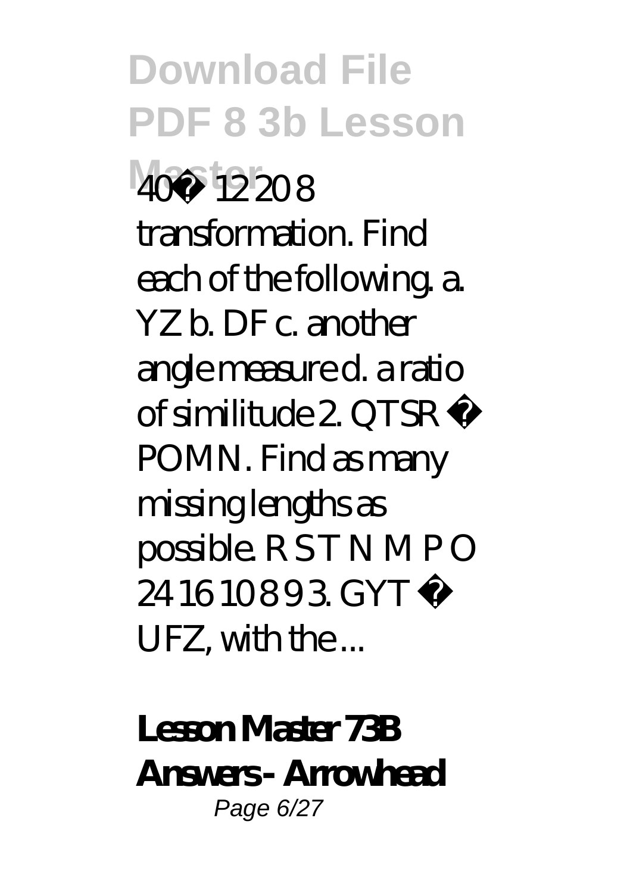40� 12 20 8 transformation. Find each of the following. a. YZ b. DF c. another angle measure d. a ratio of similitude 2. QTSR � POMN. Find as many missing lengths as possible. R S T N M P O 24 16 10 8 9 3. GYT � UFZ, with the ...

**Lesson Master 73B Answers - Arrowhead**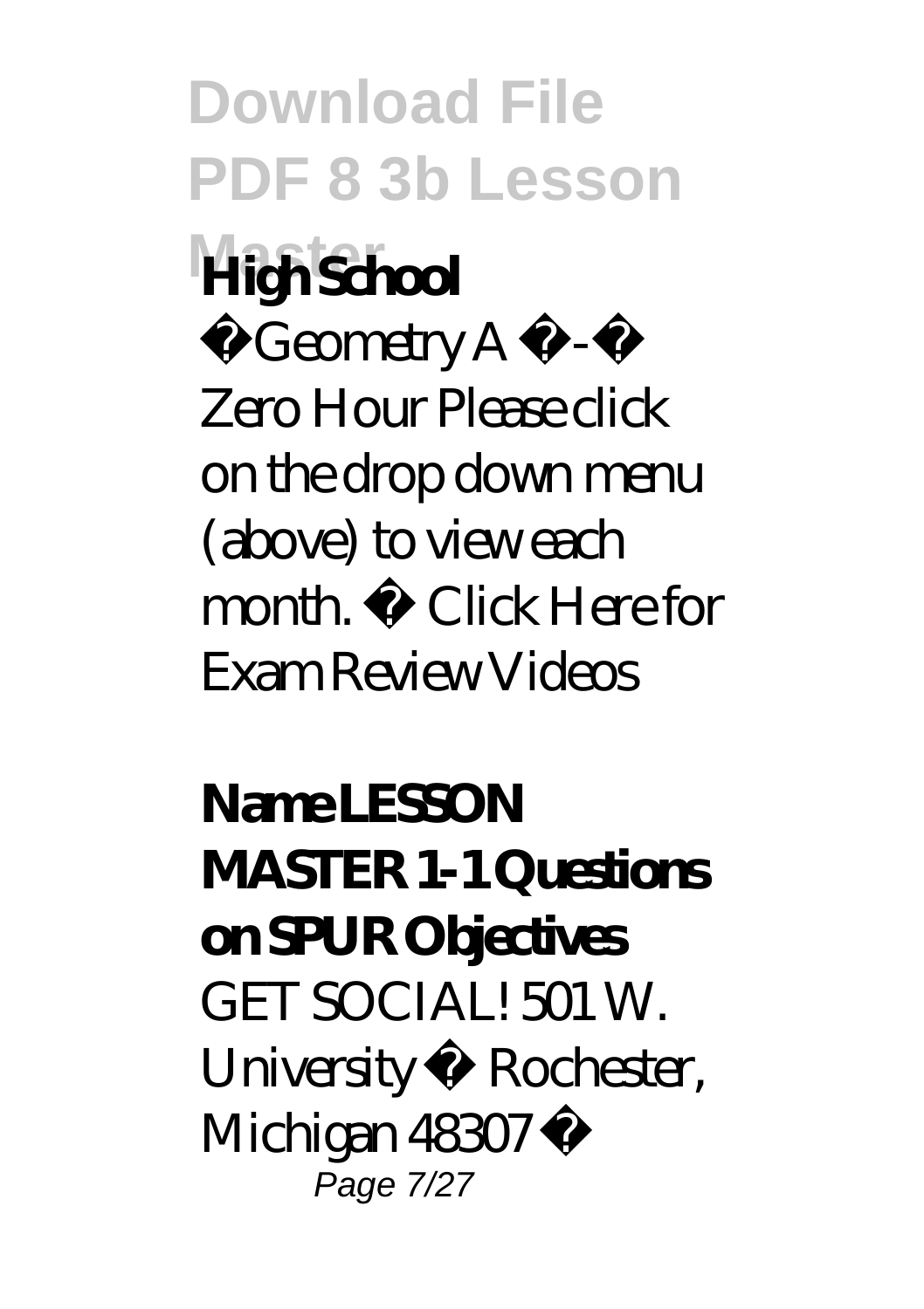**High School**

� Geometry A � - � Zero Hour Please click on the drop down menu (above) to view each month. � Click Here for Exam Review Videos

**Name LESSON MASTER 1-1 Questions on SPUR Objectives**

GET SOCIAL! 501 W. University � Rochester, Michigan 48307 �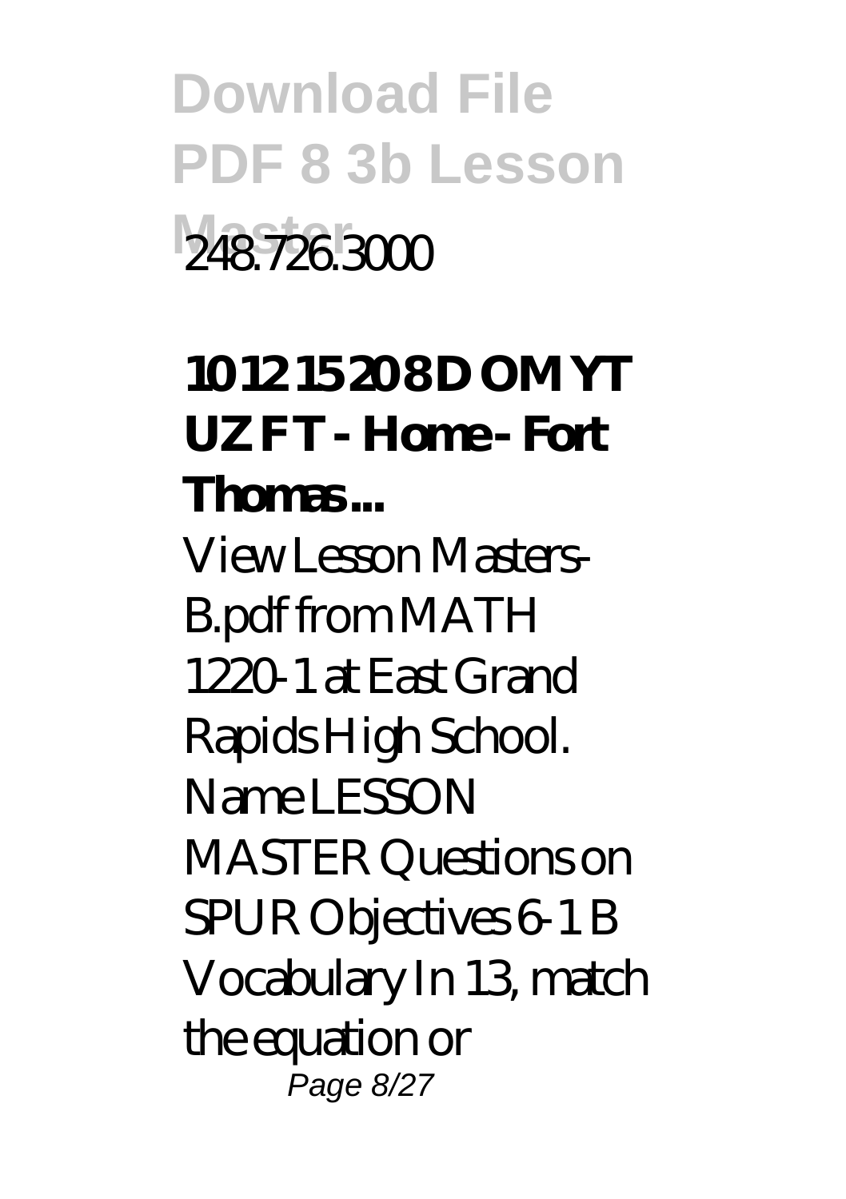248.726.3000

**10 12 15 20 8 D OM YT UZ F T - Home - Fort Thomas ...**

View Lesson Masters-B.pdf from MATH 1220-1 at East Grand Rapids High School. Name LESSON MASTER Questions on SPUR Objectives 6-1 B Vocabulary In 13, match the equation or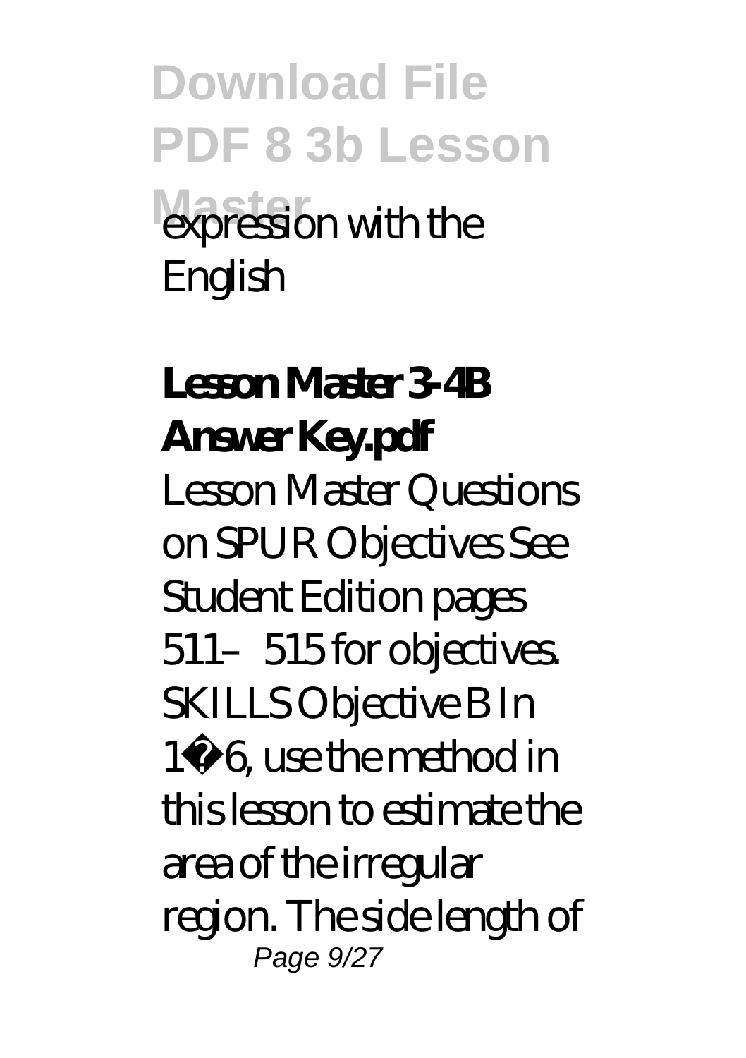expression with the English

**Lesson Master 3-4B Answer Key.pdf**

Lesson Master Questions on SPUR Objectives See Student Edition pages 511–515 for objectives. SKILLS Objective B In 1–6, use the method in this lesson to estimate the area of the irregular region. The side length of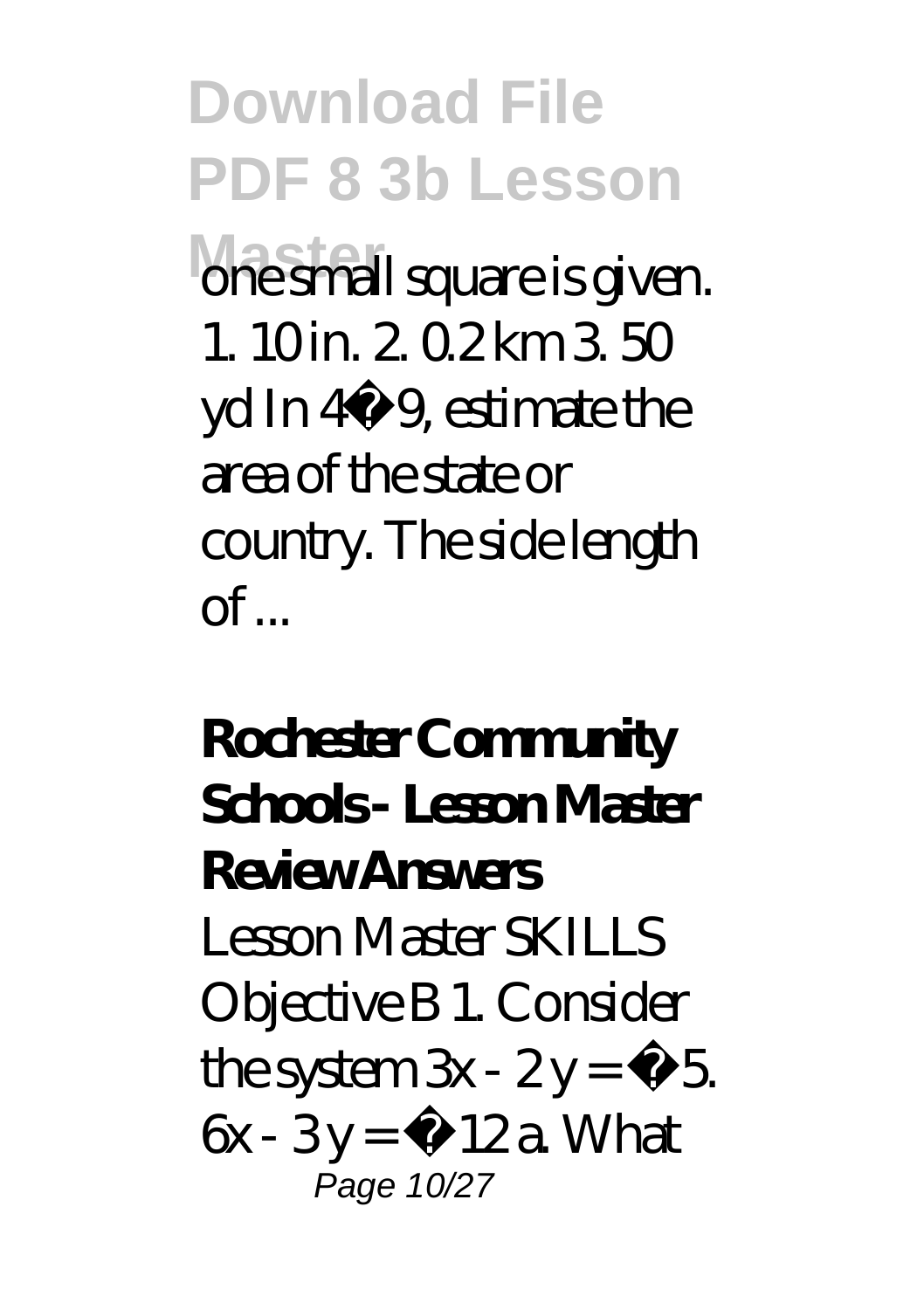one small square is given. 1. 10 in. 2. 0.2 km 3. 50 yd In 4–9, estimate the area of the state or country. The side length of ...

**Rochester Community Schools - Lesson Master Review Answers**

Lesson Master SKILLS Objective B 1. Consider the system $3x - 2y = -5$. $6x - 3y = -12$ a. What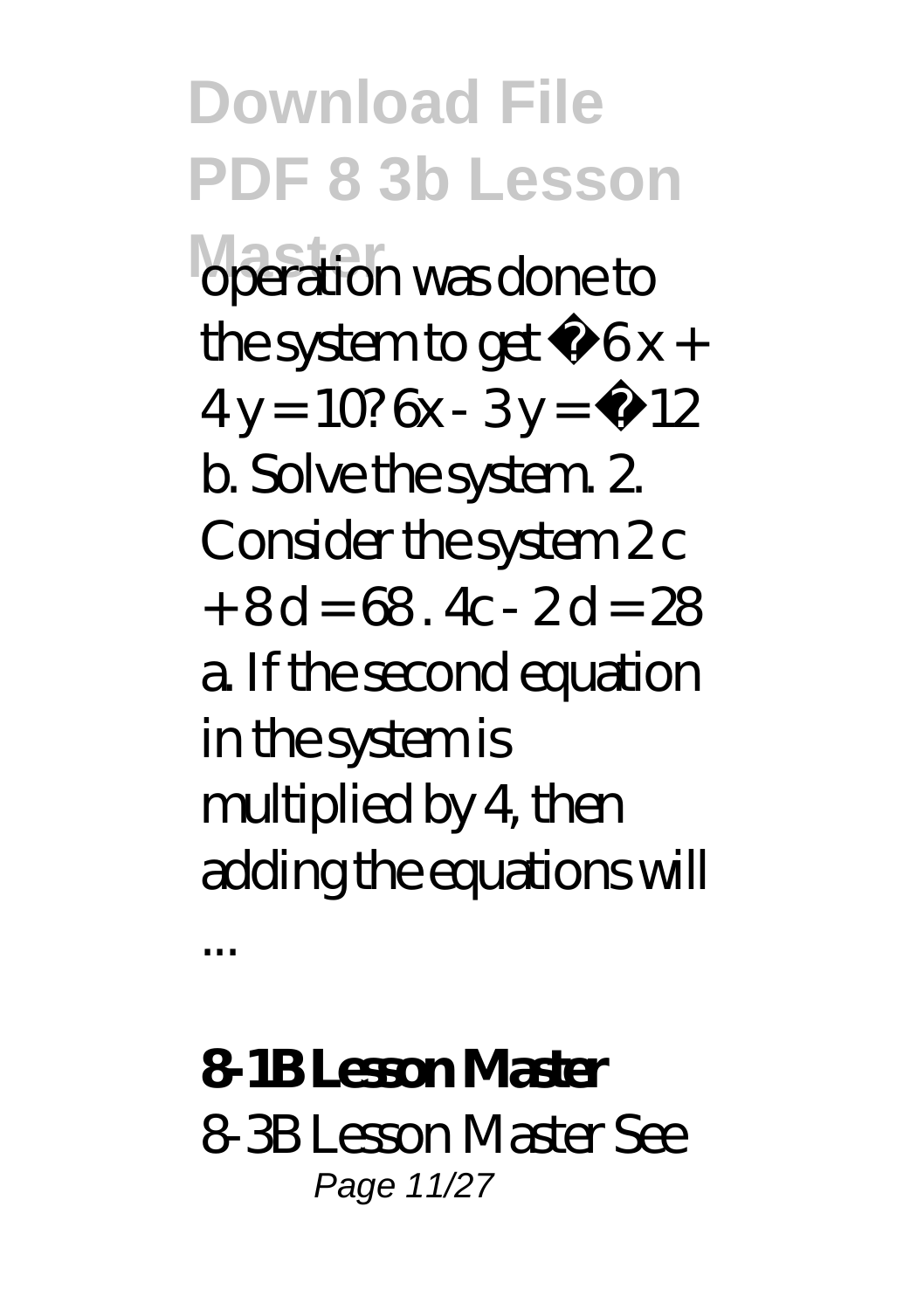operation was done to the system to get $-6x + 4y = 10$? $6x - 3y = -12$ b. Solve the system. 2. Consider the system $2c + 8d = 68$. $4c - 2d = 28$ a. If the second equation in the system is multiplied by 4, then adding the equations will ...

**8-1B Lesson Master**

8-3B Lesson Master See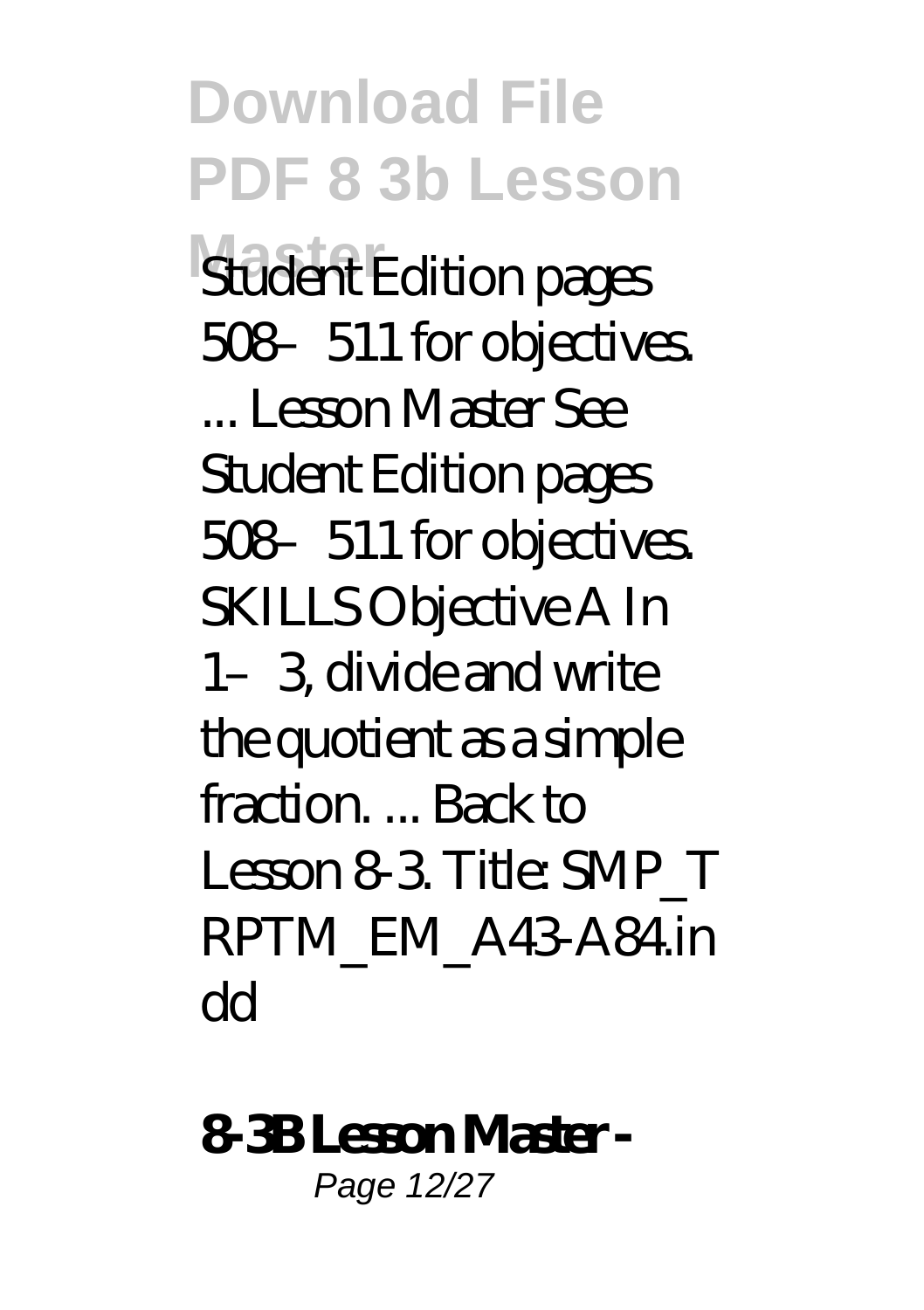Student Edition pages 508–511 for objectives. ... Lesson Master See Student Edition pages 508–511 for objectives. SKILLS Objective A In 1–3, divide and write the quotient as a simple fraction. ... Back to Lesson 8-3. Title: SMP_TRPTM_EM_A43-A84.indd

**8-3B Lesson Master -**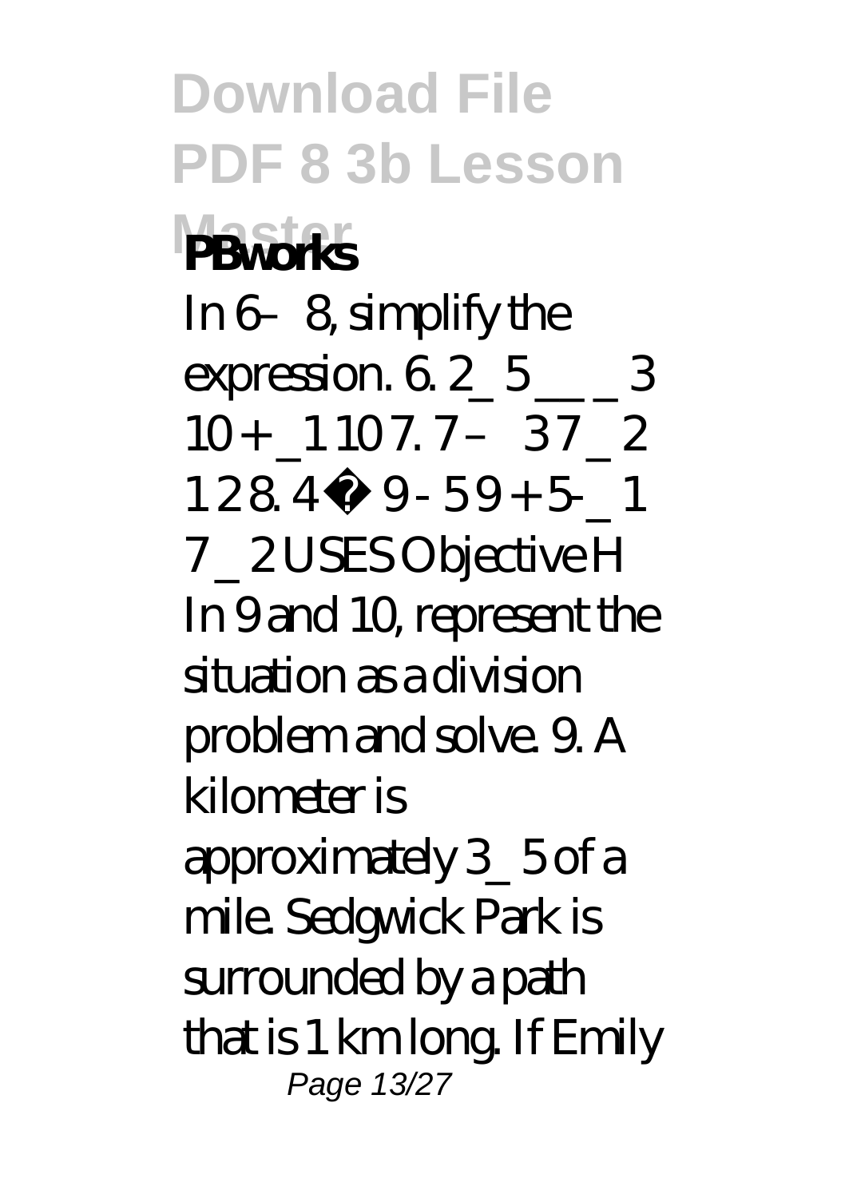# Download File PDF 8 3b Lesson Master

**PBworks**

In 6–8, simplify the expression. 6. 2_ 5 __ _ 3 10 + _1 10 7. 7 – 3 7 _ 2 1 2 8. 4 · 9 - 5 9 + 5- _ 1 7 _ 2 USES Objective H In 9 and 10, represent the situation as a division problem and solve. 9. A kilometer is approximately 3_ 5 of a mile. Sedgwick Park is surrounded by a path that is 1 km long. If Emily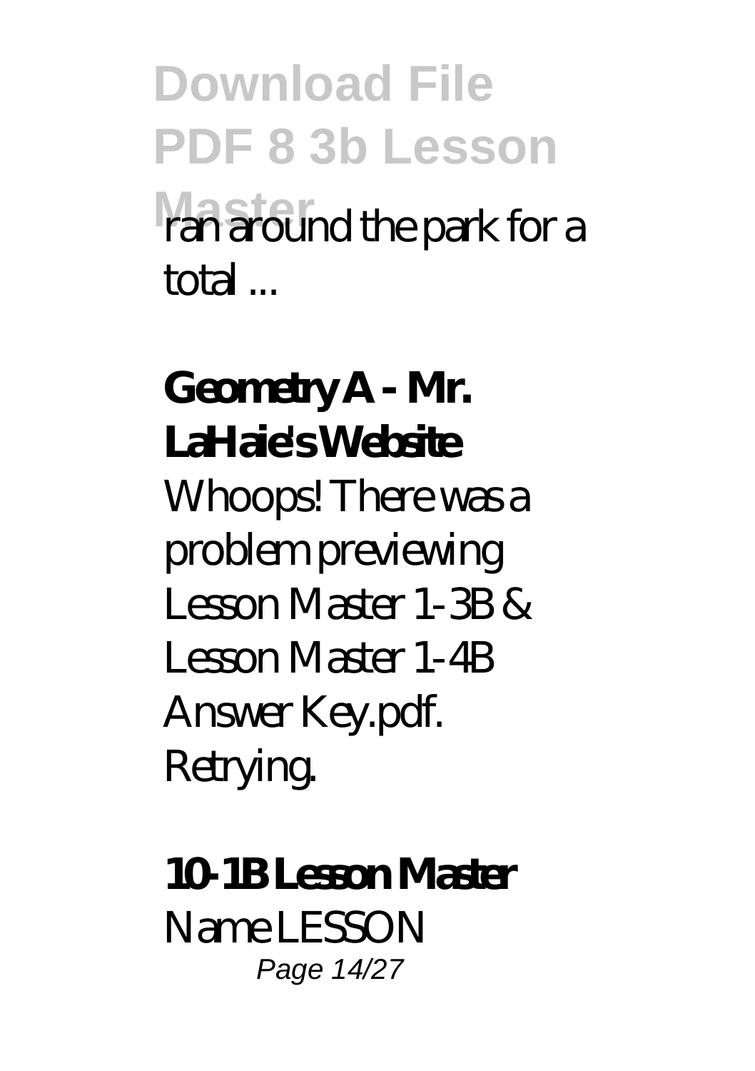ran around the park for a total ...

**Geometry A - Mr. LaHaie's Website**

Whoops! There was a problem previewing Lesson Master 1-3B & Lesson Master 1-4B Answer Key.pdf. Retrying.

**10-1B Lesson Master**

Name LESSON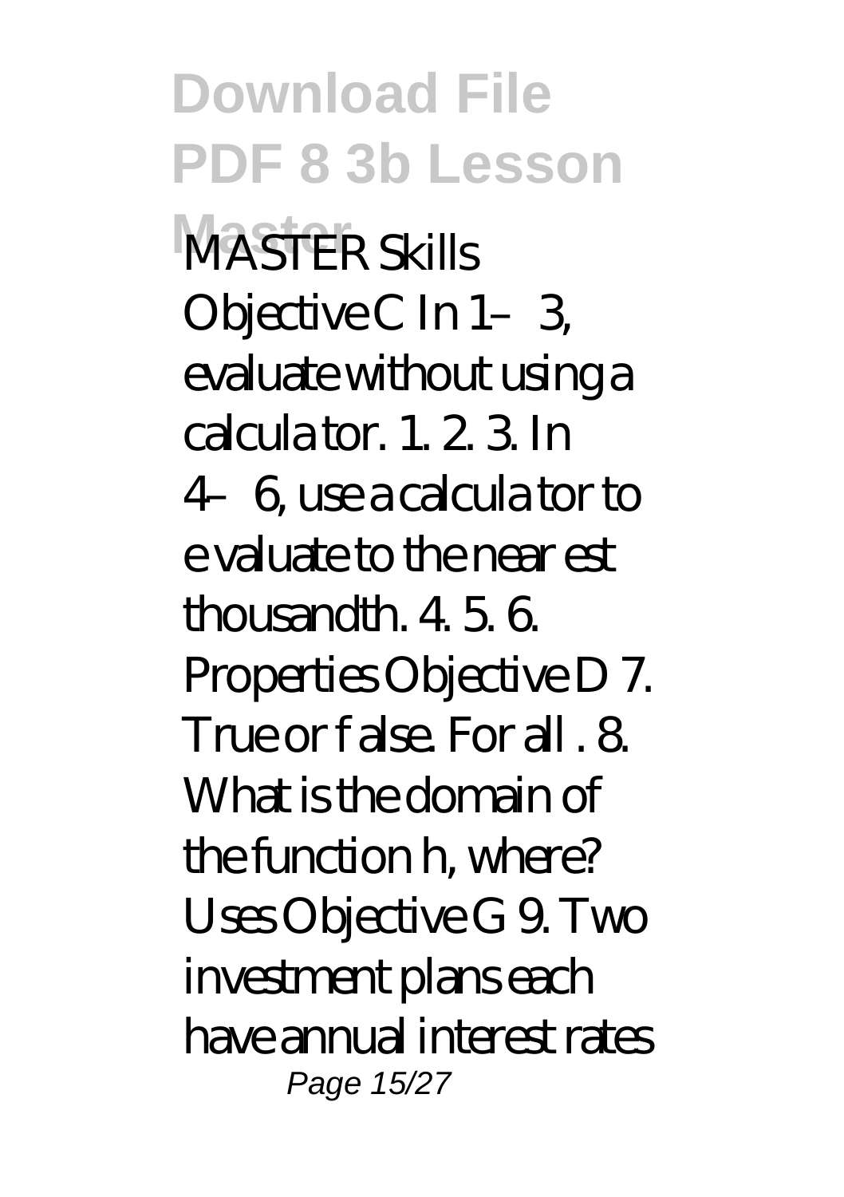MASTER Skills Objective C In 1–3, evaluate without using a calcula tor. 1. 2. 3. In 4–6, use a calcula tor to e valuate to the near est thousandth. 4. 5. 6. Properties Objective D 7. True or f alse. For all . 8. What is the domain of the function h, where? Uses Objective G 9. Two investment plans each have annual interest rates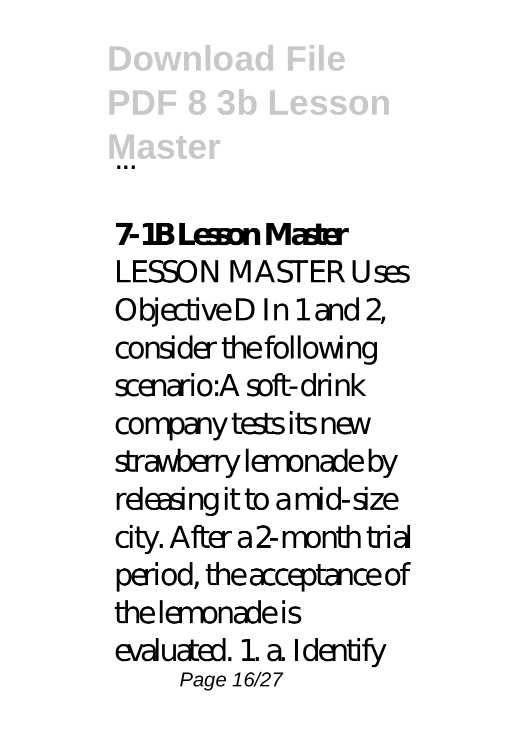# Download File PDF 8 3b Lesson Master

...

**7-1B Lesson Master**

LESSON MASTER Uses Objective D In 1 and 2, consider the following scenario:A soft-drink company tests its new strawberry lemonade by releasing it to a mid-size city. After a 2-month trial period, the acceptance of the lemonade is evaluated. 1. a. Identify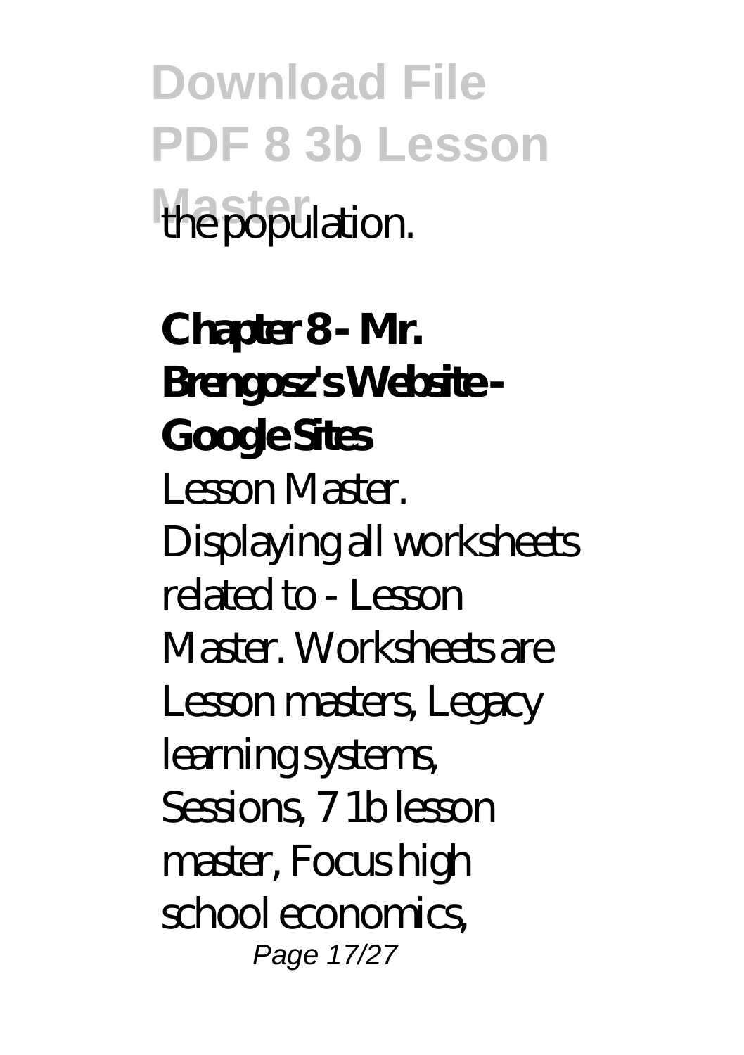the population.

**Chapter 8 - Mr. Brengosz's Website - Google Sites**

Lesson Master. Displaying all worksheets related to - Lesson Master. Worksheets are Lesson masters, Legacy learning systems, Sessions, 7 1b lesson master, Focus high school economics,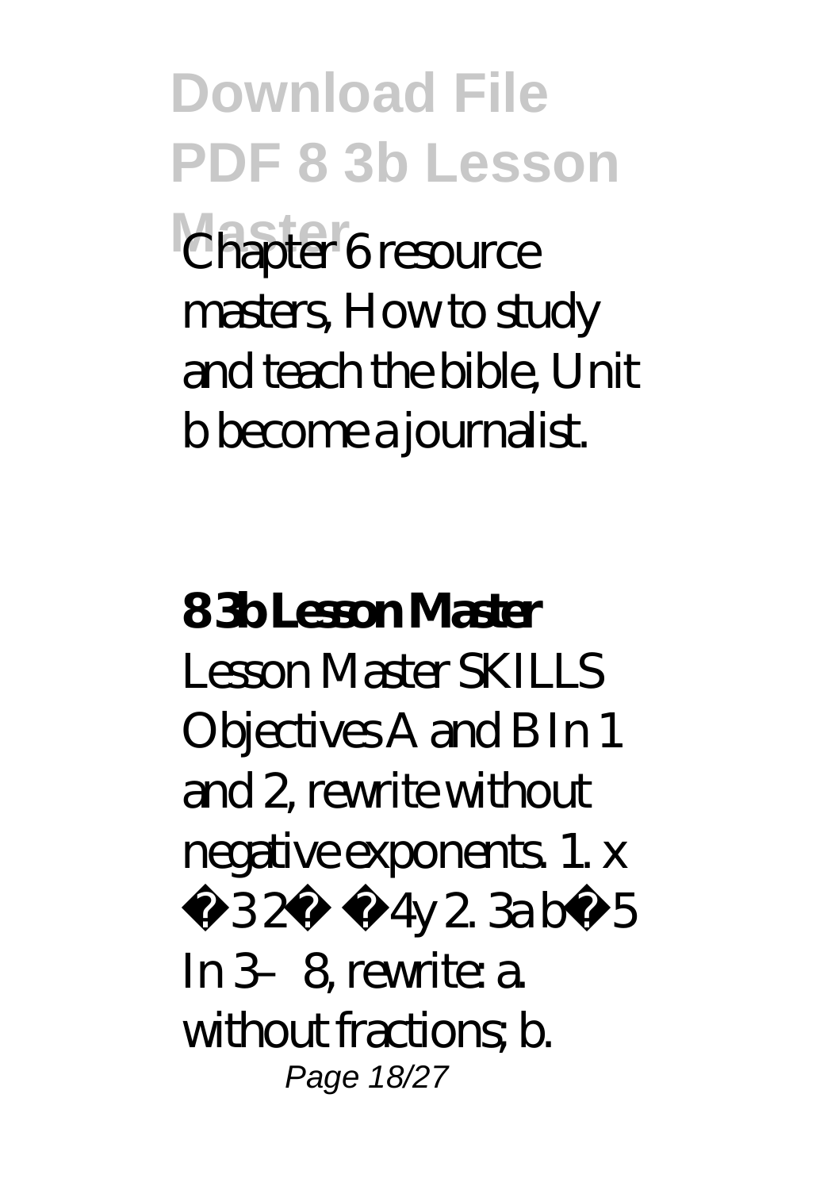Chapter 6 resource masters, How to study and teach the bible, Unit b become a journalist.

**8 3b Lesson Master**

Lesson Master SKILLS Objectives A and B In 1 and 2, rewrite without negative exponents. 1. x ─ 3 2─ ─ 4y 2. 3a b─ 5 In 3–8, rewrite: a. without fractions; b.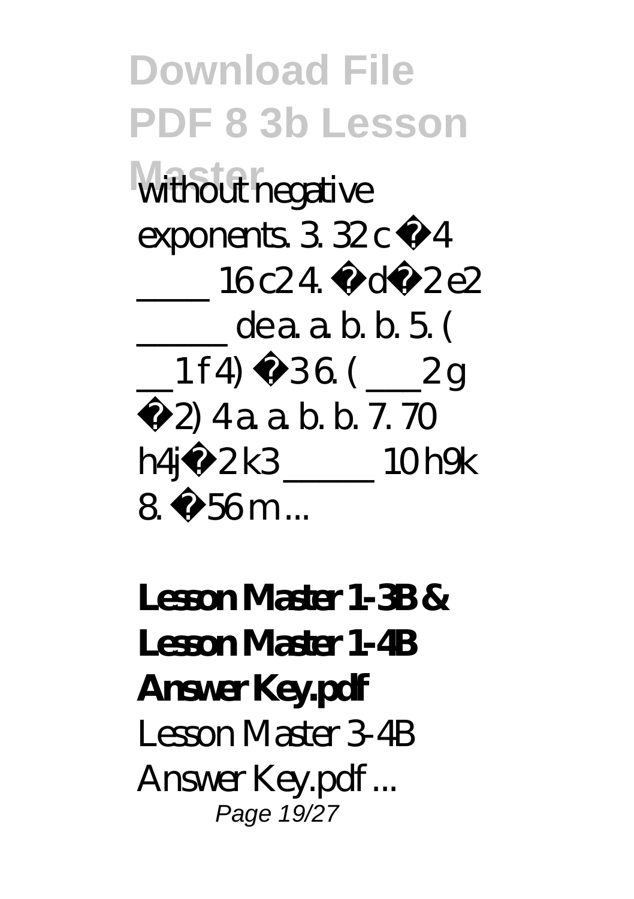without negative exponents. 3. 32 c − 4 _____ 16 c2 4. − d − 2 e2 ______ de a. a. b. b. 5. ( __1 f 4) − 3 6. ( ___2 g − 2) 4 a. a. b. b. 7. 70 h4j − 2 k3 ______ 10 h9k 8. − 56 m ...

**Lesson Master 1-3B & Lesson Master 1-4B Answer Key.pdf**

Lesson Master 3-4B Answer Key.pdf ...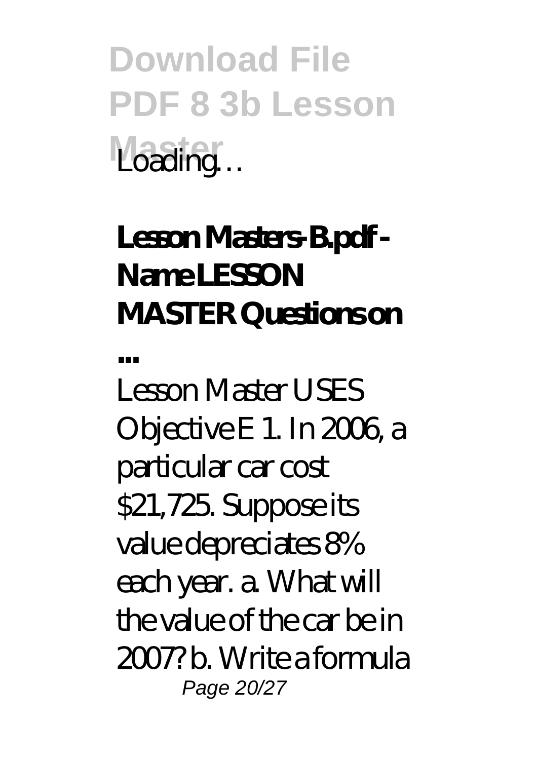Loading…

## Lesson Masters-B.pdf - Name LESSON MASTER Questions on ...

Lesson Master USES Objective E 1. In 2006, a particular car cost $21,725. Suppose its value depreciates 8% each year. a. What will the value of the car be in 2007? b. Write a formula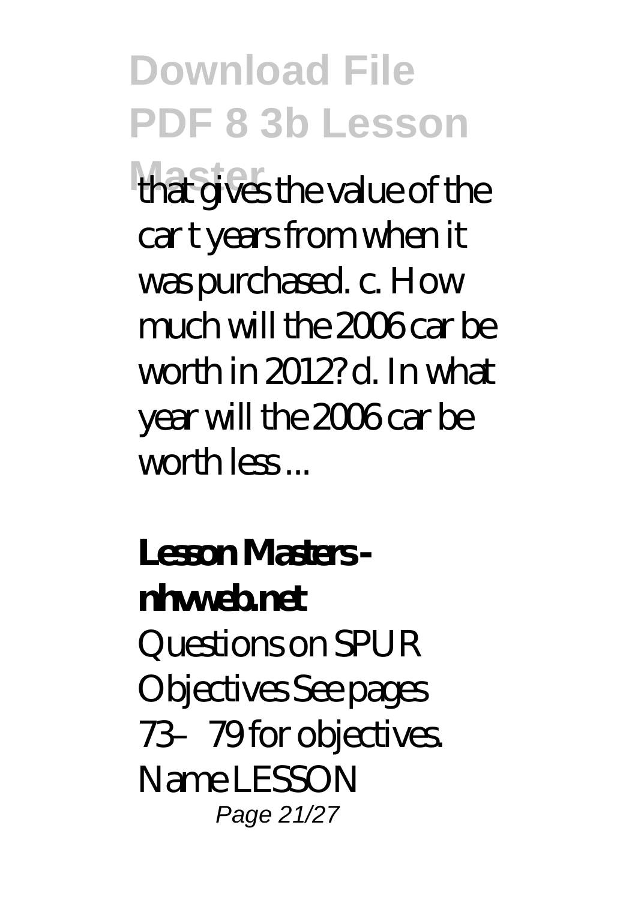that gives the value of the car t years from when it was purchased. c. How much will the 2006 car be worth in 2012? d. In what year will the 2006 car be worth less ...

**Lesson Masters - nhvweb.net**

Questions on SPUR Objectives See pages 73–79 for objectives. Name LESSON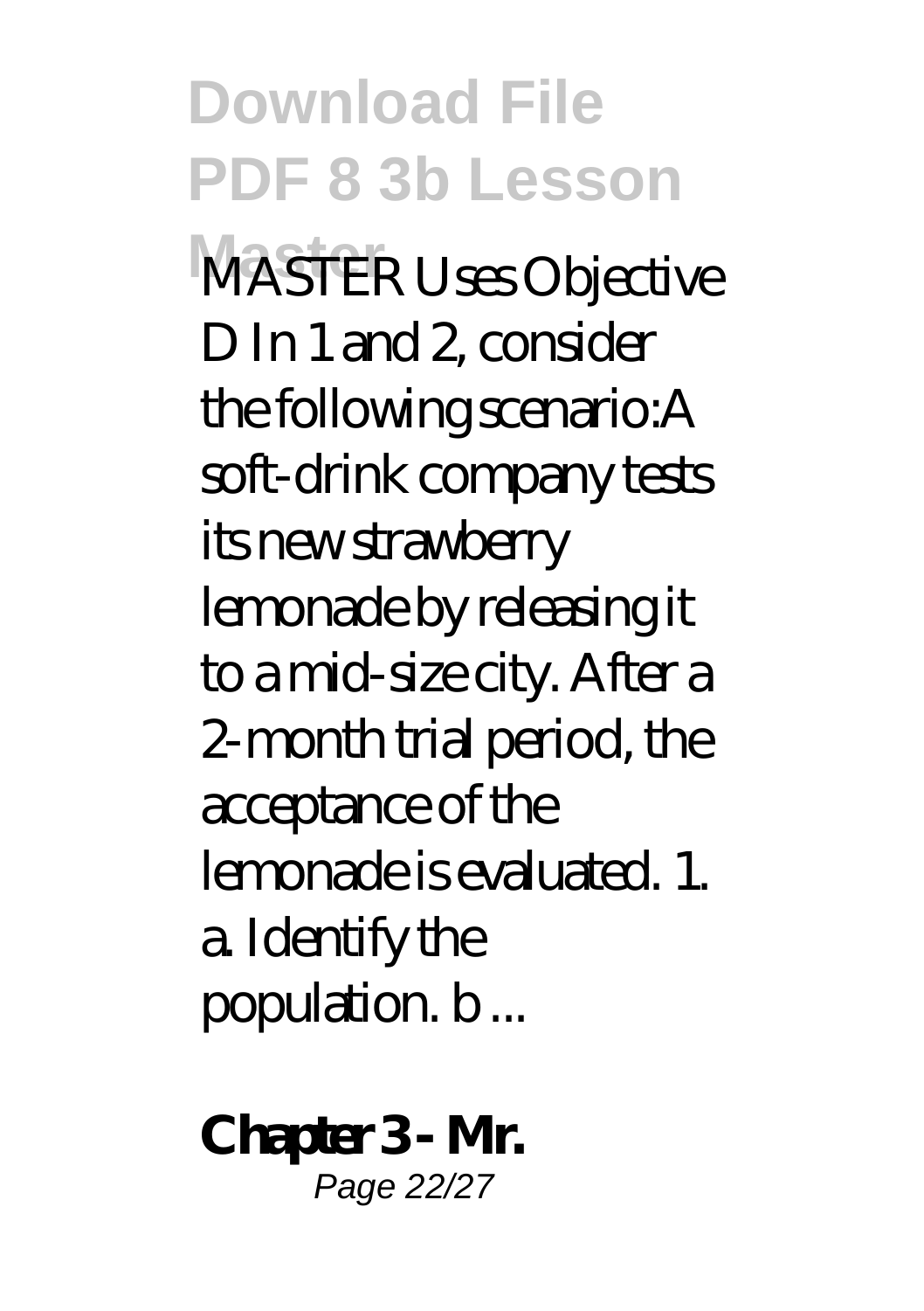MASTER Uses Objective D In 1 and 2, consider the following scenario:A soft-drink company tests its new strawberry lemonade by releasing it to a mid-size city. After a 2-month trial period, the acceptance of the lemonade is evaluated. 1. a. Identify the population. b ...

**Chapter 3 - Mr.**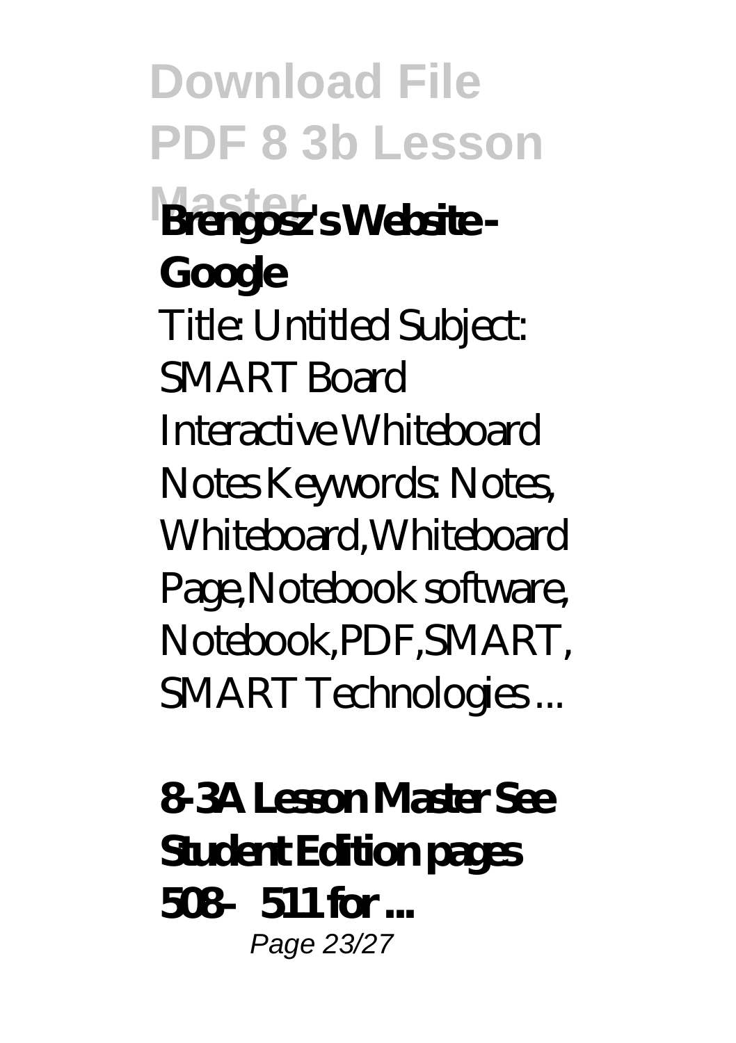**Brengosz's Website - Google**

Title: Untitled Subject: SMART Board Interactive Whiteboard Notes Keywords: Notes, Whiteboard,Whiteboard Page,Notebook software, Notebook,PDF,SMART, SMART Technologies ...

**8-3A Lesson Master See Student Edition pages 508–511 for ...**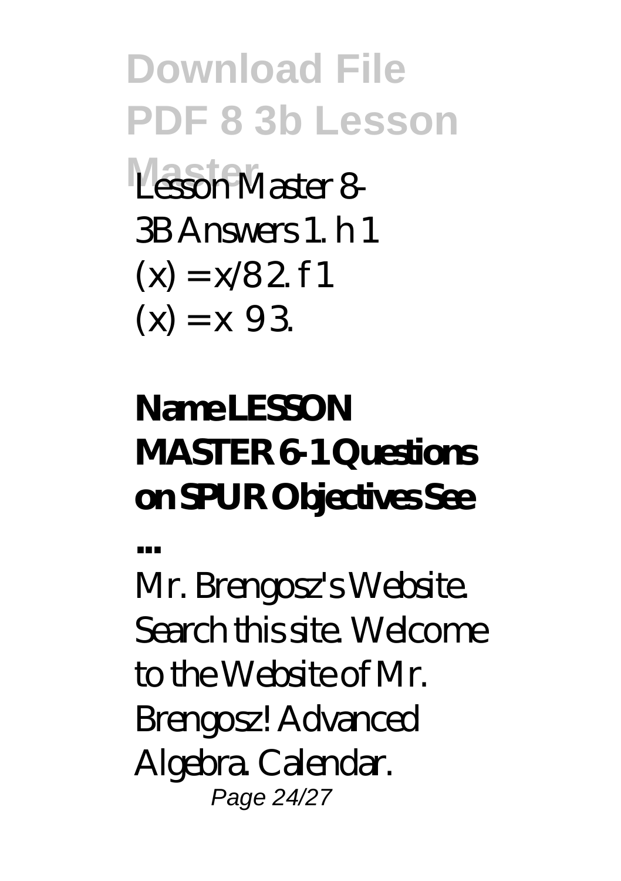Lesson Master 8-3B Answers 1. h 1 (x) = x/8 2. f 1 (x) = x 9 3.

**Name LESSON MASTER 6-1 Questions on SPUR Objectives See ...**

Mr. Brengosz's Website. Search this site. Welcome to the Website of Mr. Brengosz! Advanced Algebra. Calendar.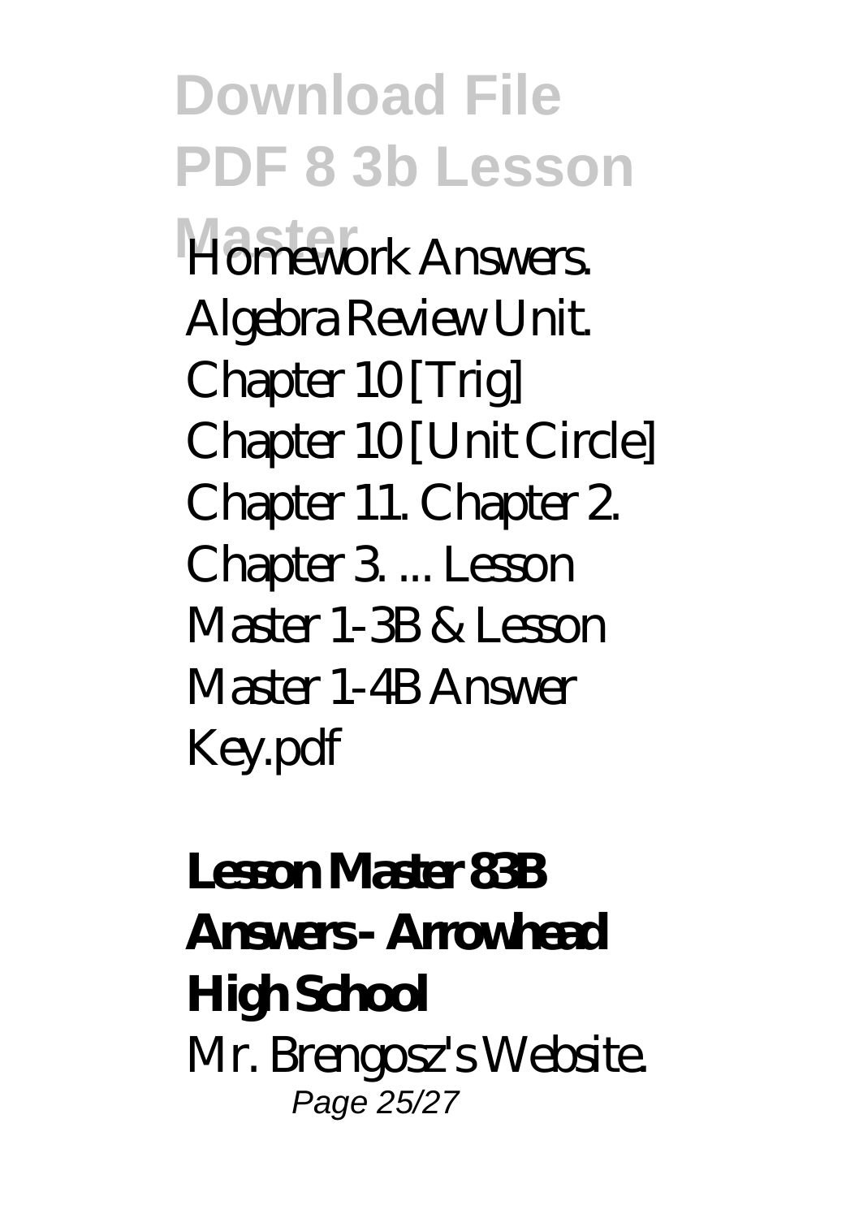Homework Answers. Algebra Review Unit. Chapter 10 [Trig] Chapter 10 [Unit Circle] Chapter 11. Chapter 2. Chapter 3. ... Lesson Master 1-3B & Lesson Master 1-4B Answer Key.pdf

**Lesson Master 83B Answers - Arrowhead High School**

Mr. Brengosz's Website.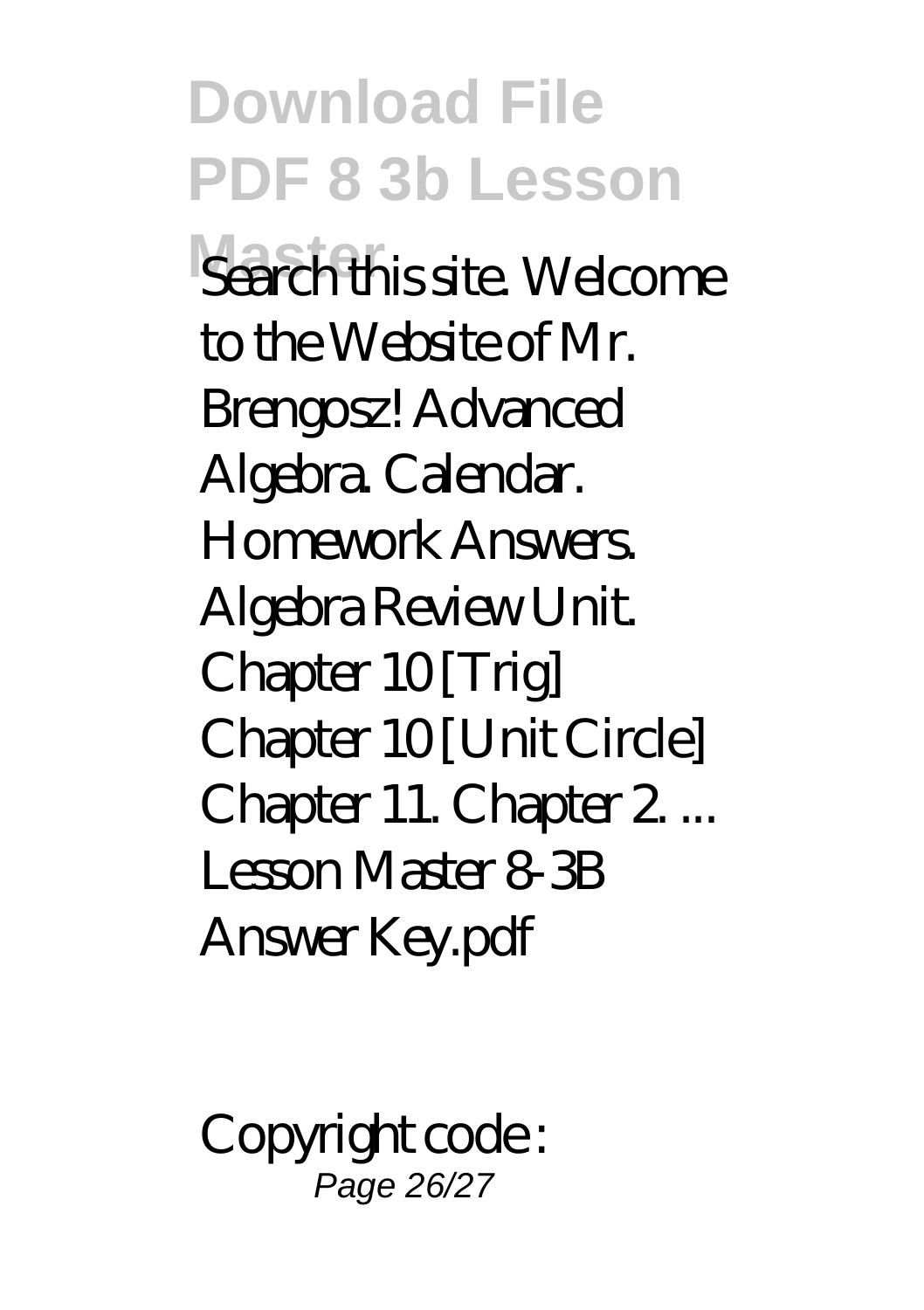Search this site. Welcome to the Website of Mr. Brengosz! Advanced Algebra. Calendar. Homework Answers. Algebra Review Unit. Chapter 10 [Trig] Chapter 10 [Unit Circle] Chapter 11. Chapter 2. ... Lesson Master 8-3B Answer Key.pdf

Copyright code :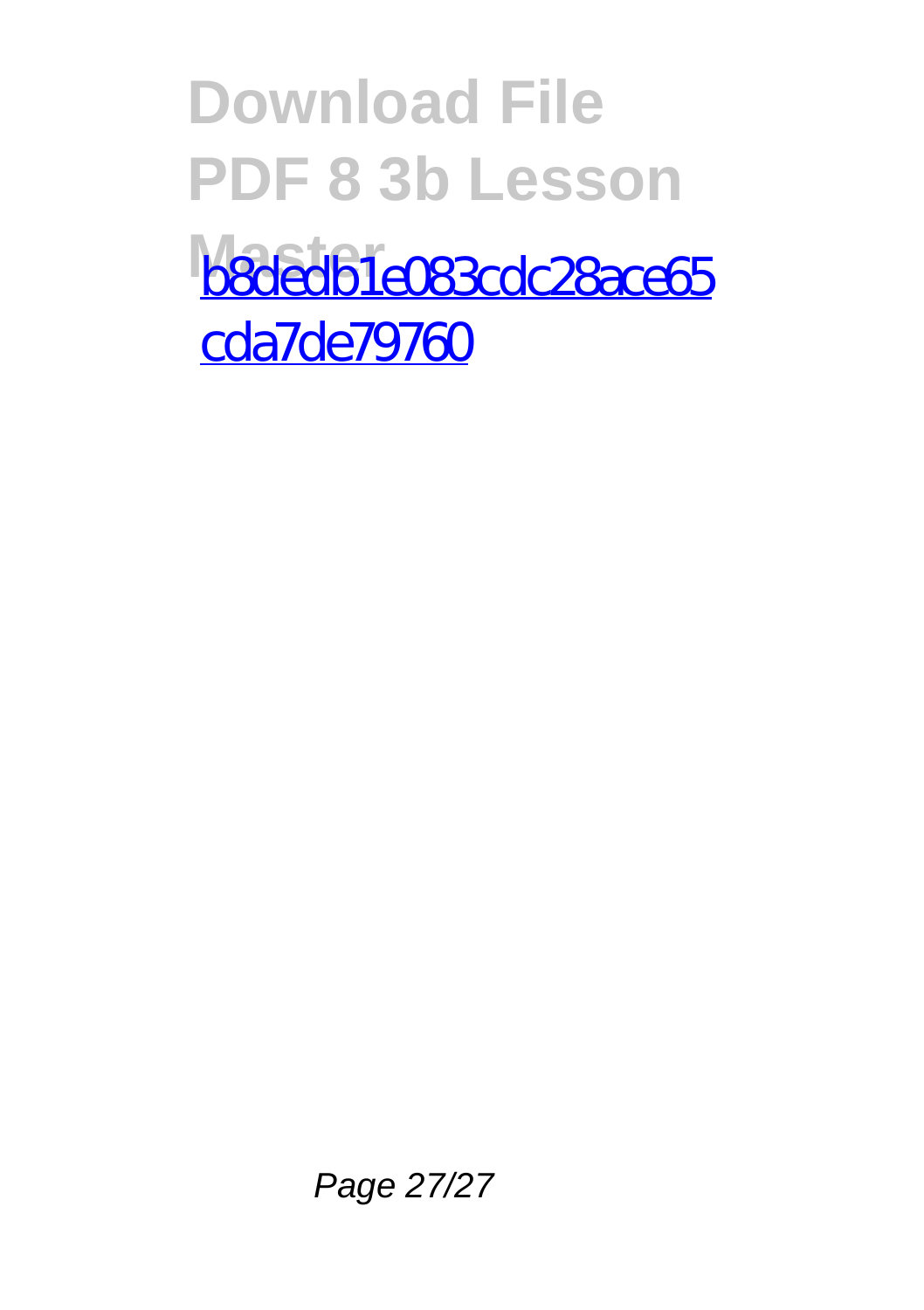b8dedb1e083cdc28ace65cda7de79760